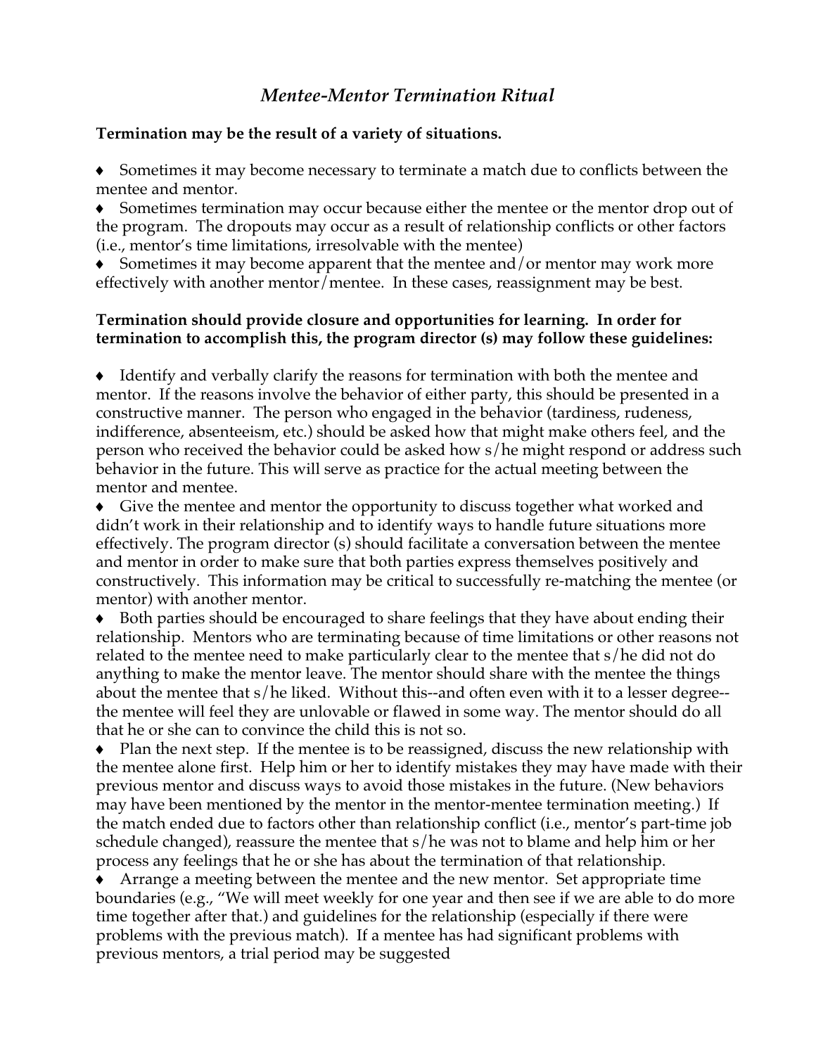# *Mentee-Mentor Termination Ritual*

**Termination may be the result of a variety of situations.**

- Sometimes it may become necessary to terminate a match due to conflicts between the mentee and mentor.
- Sometimes termination may occur because either the mentee or the mentor drop out of the program. The dropouts may occur as a result of relationship conflicts or other factors (i.e., mentor's time limitations, irresolvable with the mentee)
- Sometimes it may become apparent that the mentee and/or mentor may work more effectively with another mentor/mentee. In these cases, reassignment may be best.

**Termination should provide closure and opportunities for learning. In order for termination to accomplish this, the program director (s) may follow these guidelines:**

- Identify and verbally clarify the reasons for termination with both the mentee and mentor. If the reasons involve the behavior of either party, this should be presented in a constructive manner. The person who engaged in the behavior (tardiness, rudeness, indifference, absenteeism, etc.) should be asked how that might make others feel, and the person who received the behavior could be asked how s/he might respond or address such behavior in the future. This will serve as practice for the actual meeting between the mentor and mentee.
- Give the mentee and mentor the opportunity to discuss together what worked and didn't work in their relationship and to identify ways to handle future situations more effectively. The program director (s) should facilitate a conversation between the mentee and mentor in order to make sure that both parties express themselves positively and constructively. This information may be critical to successfully re-matching the mentee (or mentor) with another mentor.
- Both parties should be encouraged to share feelings that they have about ending their relationship. Mentors who are terminating because of time limitations or other reasons not related to the mentee need to make particularly clear to the mentee that s/he did not do anything to make the mentor leave. The mentor should share with the mentee the things about the mentee that s/he liked. Without this--and often even with it to a lesser degree--the mentee will feel they are unlovable or flawed in some way. The mentor should do all that he or she can to convince the child this is not so.
- Plan the next step. If the mentee is to be reassigned, discuss the new relationship with the mentee alone first. Help him or her to identify mistakes they may have made with their previous mentor and discuss ways to avoid those mistakes in the future. (New behaviors may have been mentioned by the mentor in the mentor-mentee termination meeting.) If the match ended due to factors other than relationship conflict (i.e., mentor's part-time job schedule changed), reassure the mentee that s/he was not to blame and help him or her process any feelings that he or she has about the termination of that relationship.
- Arrange a meeting between the mentee and the new mentor. Set appropriate time boundaries (e.g., "We will meet weekly for one year and then see if we are able to do more time together after that.) and guidelines for the relationship (especially if there were problems with the previous match). If a mentee has had significant problems with previous mentors, a trial period may be suggested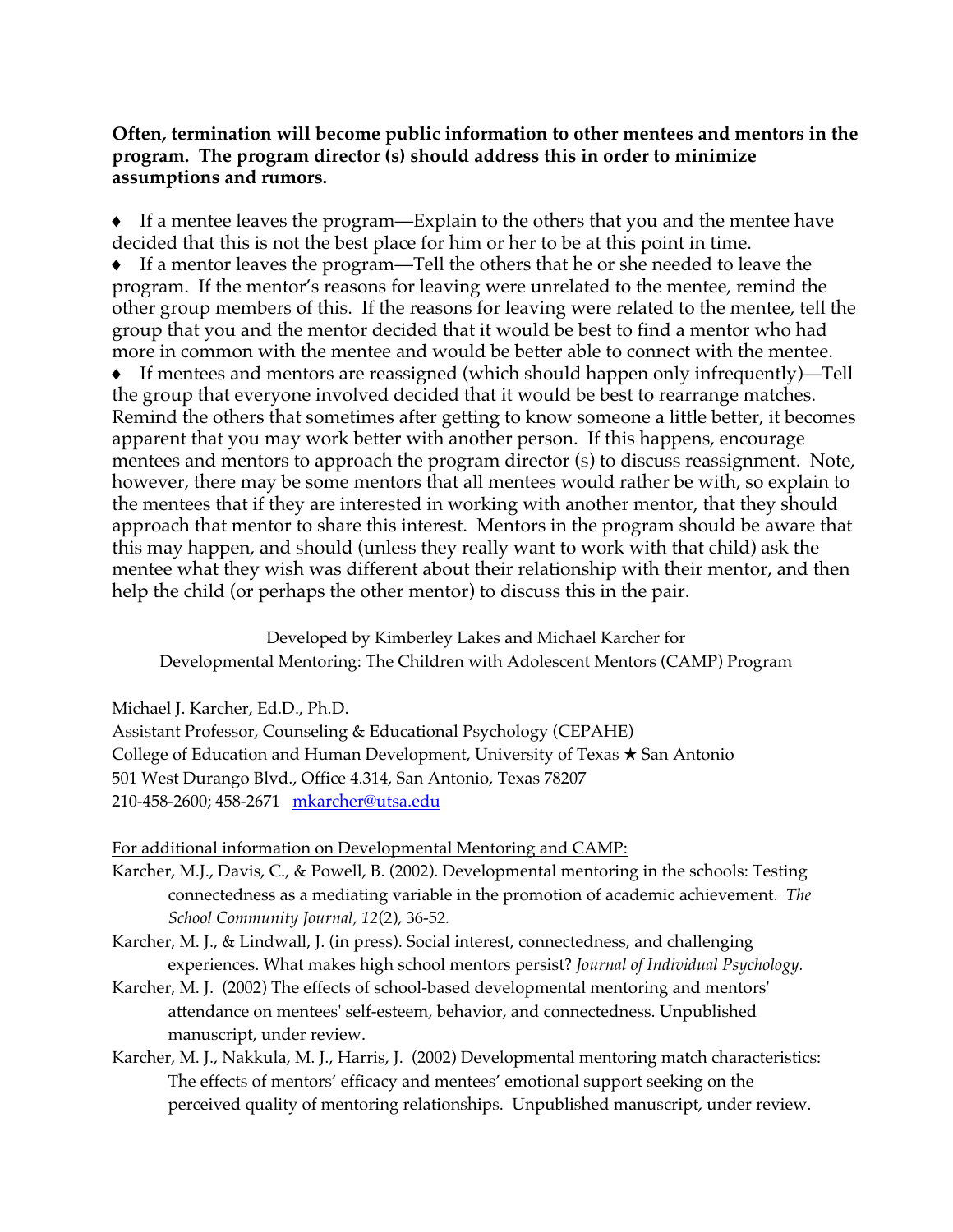**Often, termination will become public information to other mentees and mentors in the program. The program director (s) should address this in order to minimize assumptions and rumors.**

♦ If a mentee leaves the program—Explain to the others that you and the mentee have decided that this is not the best place for him or her to be at this point in time.
♦ If a mentor leaves the program—Tell the others that he or she needed to leave the program. If the mentor's reasons for leaving were unrelated to the mentee, remind the other group members of this. If the reasons for leaving were related to the mentee, tell the group that you and the mentor decided that it would be best to find a mentor who had more in common with the mentee and would be better able to connect with the mentee.
♦ If mentees and mentors are reassigned (which should happen only infrequently)—Tell the group that everyone involved decided that it would be best to rearrange matches. Remind the others that sometimes after getting to know someone a little better, it becomes apparent that you may work better with another person. If this happens, encourage mentees and mentors to approach the program director (s) to discuss reassignment. Note, however, there may be some mentors that all mentees would rather be with, so explain to the mentees that if they are interested in working with another mentor, that they should approach that mentor to share this interest. Mentors in the program should be aware that this may happen, and should (unless they really want to work with that child) ask the mentee what they wish was different about their relationship with their mentor, and then help the child (or perhaps the other mentor) to discuss this in the pair.

Developed by Kimberley Lakes and Michael Karcher for
Developmental Mentoring: The Children with Adolescent Mentors (CAMP) Program

Michael J. Karcher, Ed.D., Ph.D.
Assistant Professor, Counseling & Educational Psychology (CEPAHE)
College of Education and Human Development, University of Texas ★ San Antonio
501 West Durango Blvd., Office 4.314, San Antonio, Texas 78207
210-458-2600; 458-2671 mkarcher@utsa.edu

For additional information on Developmental Mentoring and CAMP:

Karcher, M.J., Davis, C., & Powell, B. (2002). Developmental mentoring in the schools: Testing connectedness as a mediating variable in the promotion of academic achievement. *The School Community Journal, 12*(2), 36-52.

Karcher, M. J., & Lindwall, J. (in press). Social interest, connectedness, and challenging experiences. What makes high school mentors persist? *Journal of Individual Psychology.*

Karcher, M. J. (2002) The effects of school-based developmental mentoring and mentors' attendance on mentees' self-esteem, behavior, and connectedness. Unpublished manuscript, under review.

Karcher, M. J., Nakkula, M. J., Harris, J. (2002) Developmental mentoring match characteristics: The effects of mentors' efficacy and mentees' emotional support seeking on the perceived quality of mentoring relationships. Unpublished manuscript, under review.